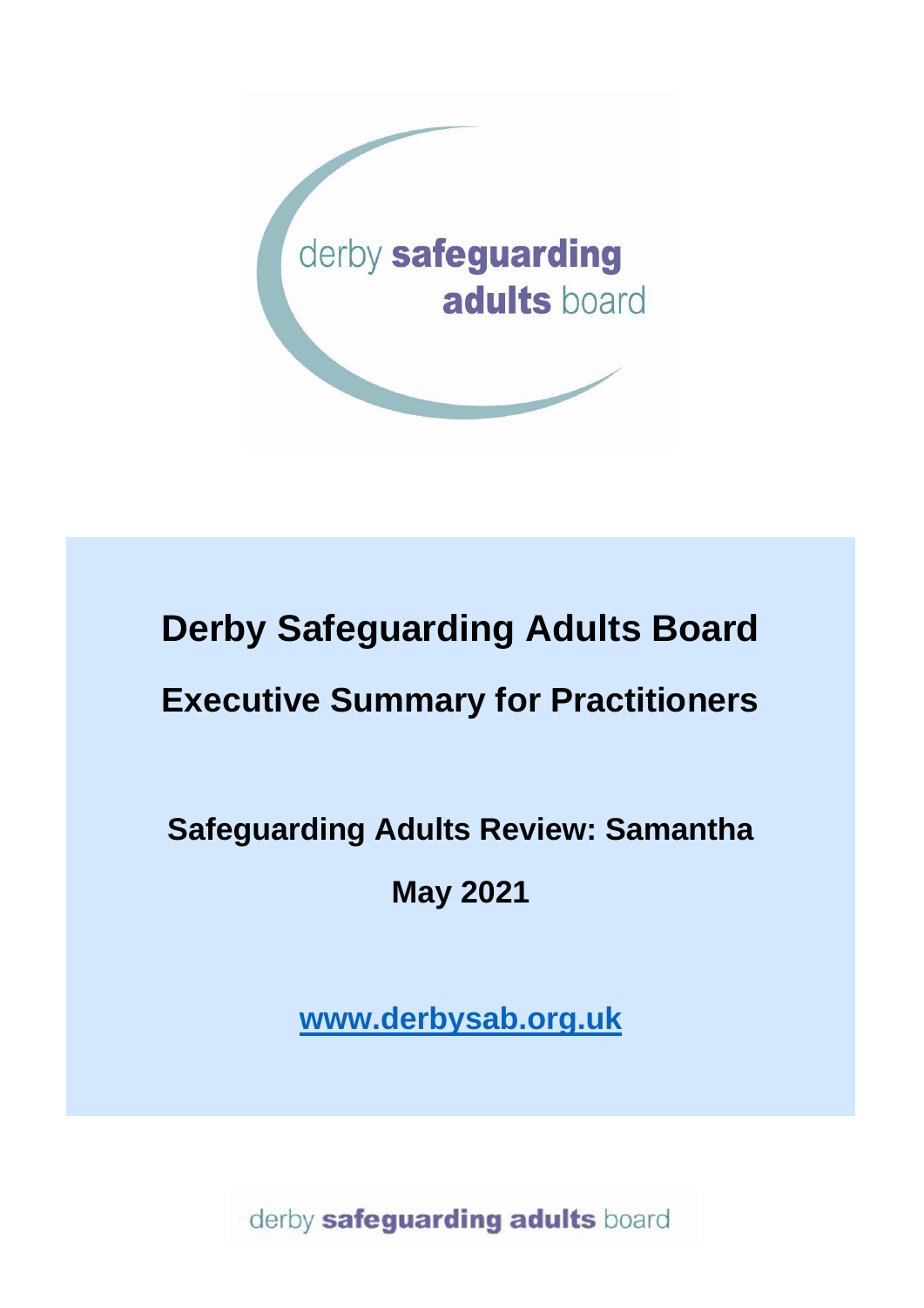derby **safeguarding adults** board

# Derby Safeguarding Adults Board

## Executive Summary for Practitioners

### Safeguarding Adults Review: Samantha

### May 2021

[www.derbysab.org.uk](http://www.derbysab.org.uk)

derby **safeguarding adults** board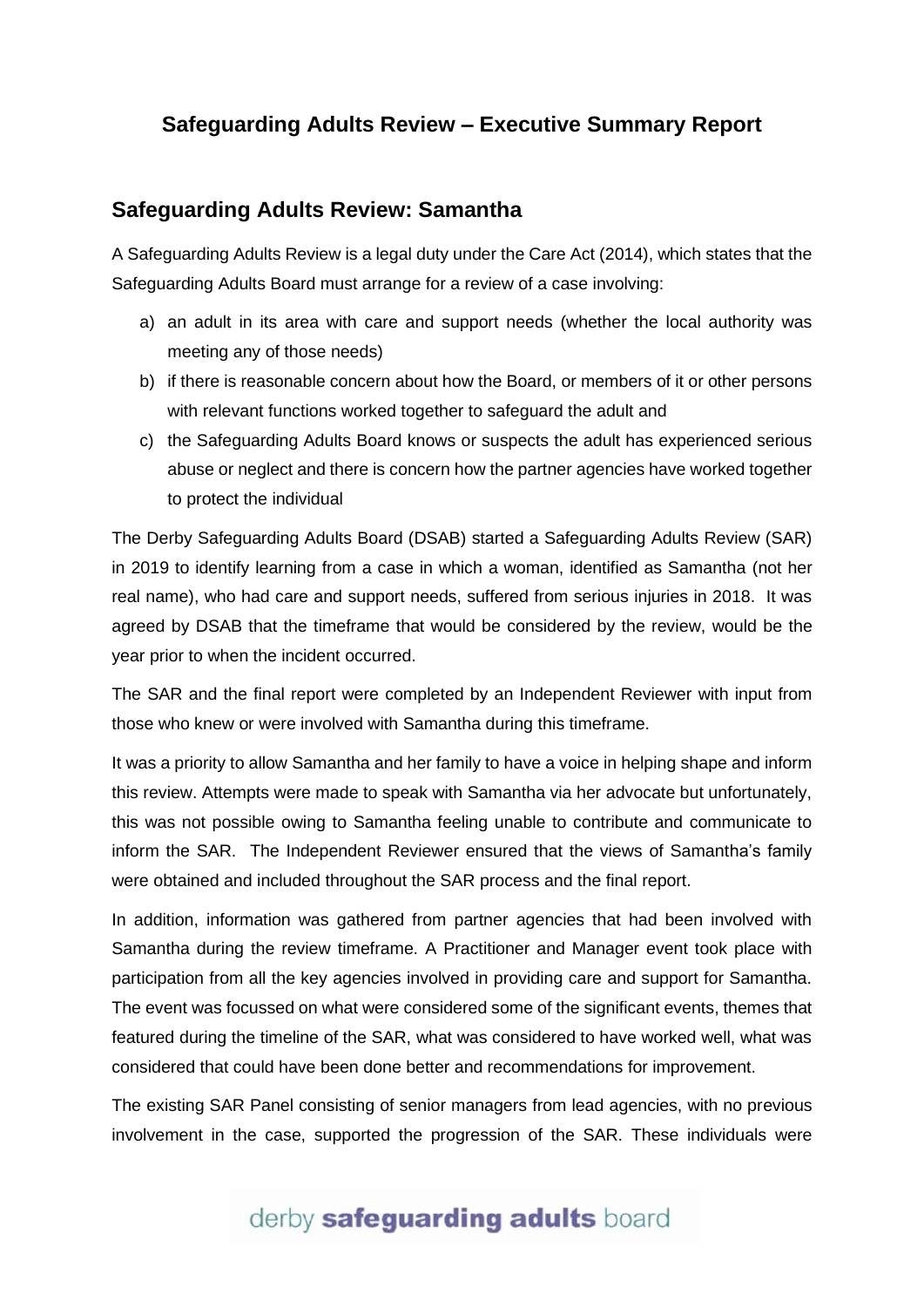## Safeguarding Adults Review – Executive Summary Report

### Safeguarding Adults Review: Samantha

A Safeguarding Adults Review is a legal duty under the Care Act (2014), which states that the Safeguarding Adults Board must arrange for a review of a case involving:

a) an adult in its area with care and support needs (whether the local authority was meeting any of those needs)
b) if there is reasonable concern about how the Board, or members of it or other persons with relevant functions worked together to safeguard the adult and
c) the Safeguarding Adults Board knows or suspects the adult has experienced serious abuse or neglect and there is concern how the partner agencies have worked together to protect the individual

The Derby Safeguarding Adults Board (DSAB) started a Safeguarding Adults Review (SAR) in 2019 to identify learning from a case in which a woman, identified as Samantha (not her real name), who had care and support needs, suffered from serious injuries in 2018. It was agreed by DSAB that the timeframe that would be considered by the review, would be the year prior to when the incident occurred.

The SAR and the final report were completed by an Independent Reviewer with input from those who knew or were involved with Samantha during this timeframe.

It was a priority to allow Samantha and her family to have a voice in helping shape and inform this review. Attempts were made to speak with Samantha via her advocate but unfortunately, this was not possible owing to Samantha feeling unable to contribute and communicate to inform the SAR. The Independent Reviewer ensured that the views of Samantha's family were obtained and included throughout the SAR process and the final report.

In addition, information was gathered from partner agencies that had been involved with Samantha during the review timeframe. A Practitioner and Manager event took place with participation from all the key agencies involved in providing care and support for Samantha. The event was focussed on what were considered some of the significant events, themes that featured during the timeline of the SAR, what was considered to have worked well, what was considered that could have been done better and recommendations for improvement.

The existing SAR Panel consisting of senior managers from lead agencies, with no previous involvement in the case, supported the progression of the SAR. These individuals were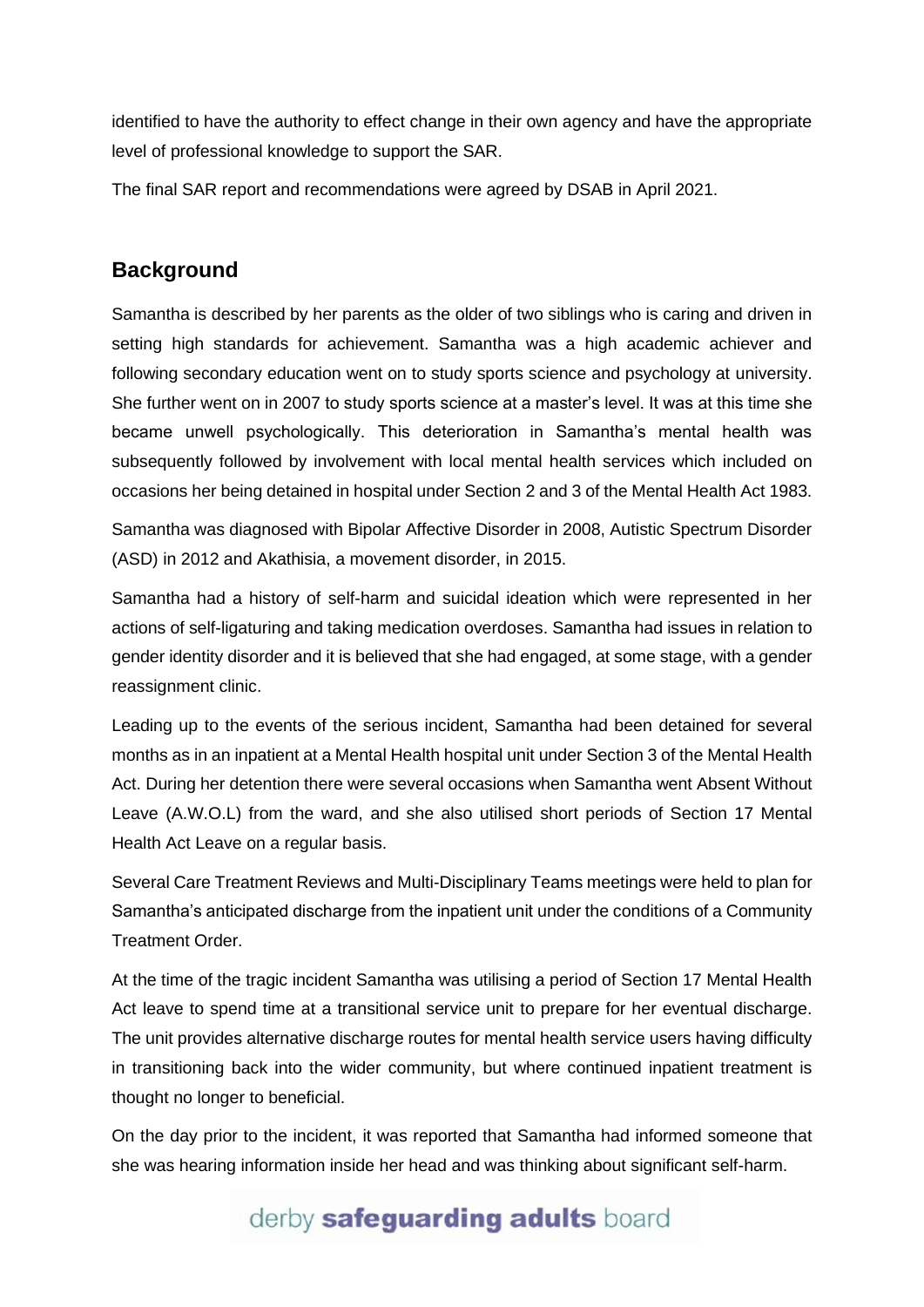identified to have the authority to effect change in their own agency and have the appropriate level of professional knowledge to support the SAR.

The final SAR report and recommendations were agreed by DSAB in April 2021.

## Background

Samantha is described by her parents as the older of two siblings who is caring and driven in setting high standards for achievement. Samantha was a high academic achiever and following secondary education went on to study sports science and psychology at university. She further went on in 2007 to study sports science at a master's level. It was at this time she became unwell psychologically. This deterioration in Samantha's mental health was subsequently followed by involvement with local mental health services which included on occasions her being detained in hospital under Section 2 and 3 of the Mental Health Act 1983.

Samantha was diagnosed with Bipolar Affective Disorder in 2008, Autistic Spectrum Disorder (ASD) in 2012 and Akathisia, a movement disorder, in 2015.

Samantha had a history of self-harm and suicidal ideation which were represented in her actions of self-ligaturing and taking medication overdoses. Samantha had issues in relation to gender identity disorder and it is believed that she had engaged, at some stage, with a gender reassignment clinic.

Leading up to the events of the serious incident, Samantha had been detained for several months as in an inpatient at a Mental Health hospital unit under Section 3 of the Mental Health Act. During her detention there were several occasions when Samantha went Absent Without Leave (A.W.O.L) from the ward, and she also utilised short periods of Section 17 Mental Health Act Leave on a regular basis.

Several Care Treatment Reviews and Multi-Disciplinary Teams meetings were held to plan for Samantha's anticipated discharge from the inpatient unit under the conditions of a Community Treatment Order.

At the time of the tragic incident Samantha was utilising a period of Section 17 Mental Health Act leave to spend time at a transitional service unit to prepare for her eventual discharge. The unit provides alternative discharge routes for mental health service users having difficulty in transitioning back into the wider community, but where continued inpatient treatment is thought no longer to beneficial.

On the day prior to the incident, it was reported that Samantha had informed someone that she was hearing information inside her head and was thinking about significant self-harm.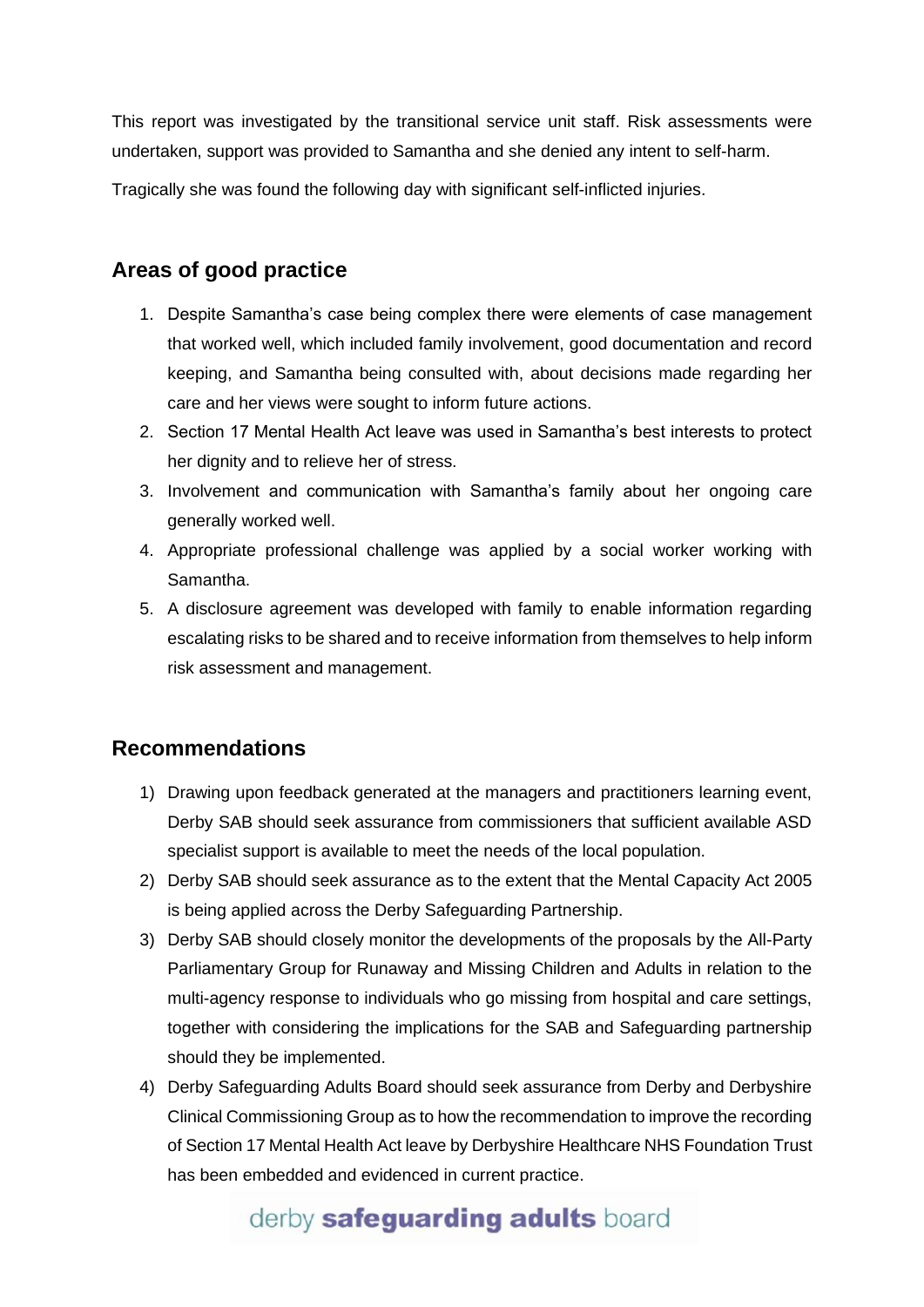This report was investigated by the transitional service unit staff. Risk assessments were undertaken, support was provided to Samantha and she denied any intent to self-harm.

Tragically she was found the following day with significant self-inflicted injuries.

## Areas of good practice

1. Despite Samantha's case being complex there were elements of case management that worked well, which included family involvement, good documentation and record keeping, and Samantha being consulted with, about decisions made regarding her care and her views were sought to inform future actions.
2. Section 17 Mental Health Act leave was used in Samantha's best interests to protect her dignity and to relieve her of stress.
3. Involvement and communication with Samantha's family about her ongoing care generally worked well.
4. Appropriate professional challenge was applied by a social worker working with Samantha.
5. A disclosure agreement was developed with family to enable information regarding escalating risks to be shared and to receive information from themselves to help inform risk assessment and management.

## Recommendations

1) Drawing upon feedback generated at the managers and practitioners learning event, Derby SAB should seek assurance from commissioners that sufficient available ASD specialist support is available to meet the needs of the local population.
2) Derby SAB should seek assurance as to the extent that the Mental Capacity Act 2005 is being applied across the Derby Safeguarding Partnership.
3) Derby SAB should closely monitor the developments of the proposals by the All-Party Parliamentary Group for Runaway and Missing Children and Adults in relation to the multi-agency response to individuals who go missing from hospital and care settings, together with considering the implications for the SAB and Safeguarding partnership should they be implemented.
4) Derby Safeguarding Adults Board should seek assurance from Derby and Derbyshire Clinical Commissioning Group as to how the recommendation to improve the recording of Section 17 Mental Health Act leave by Derbyshire Healthcare NHS Foundation Trust has been embedded and evidenced in current practice.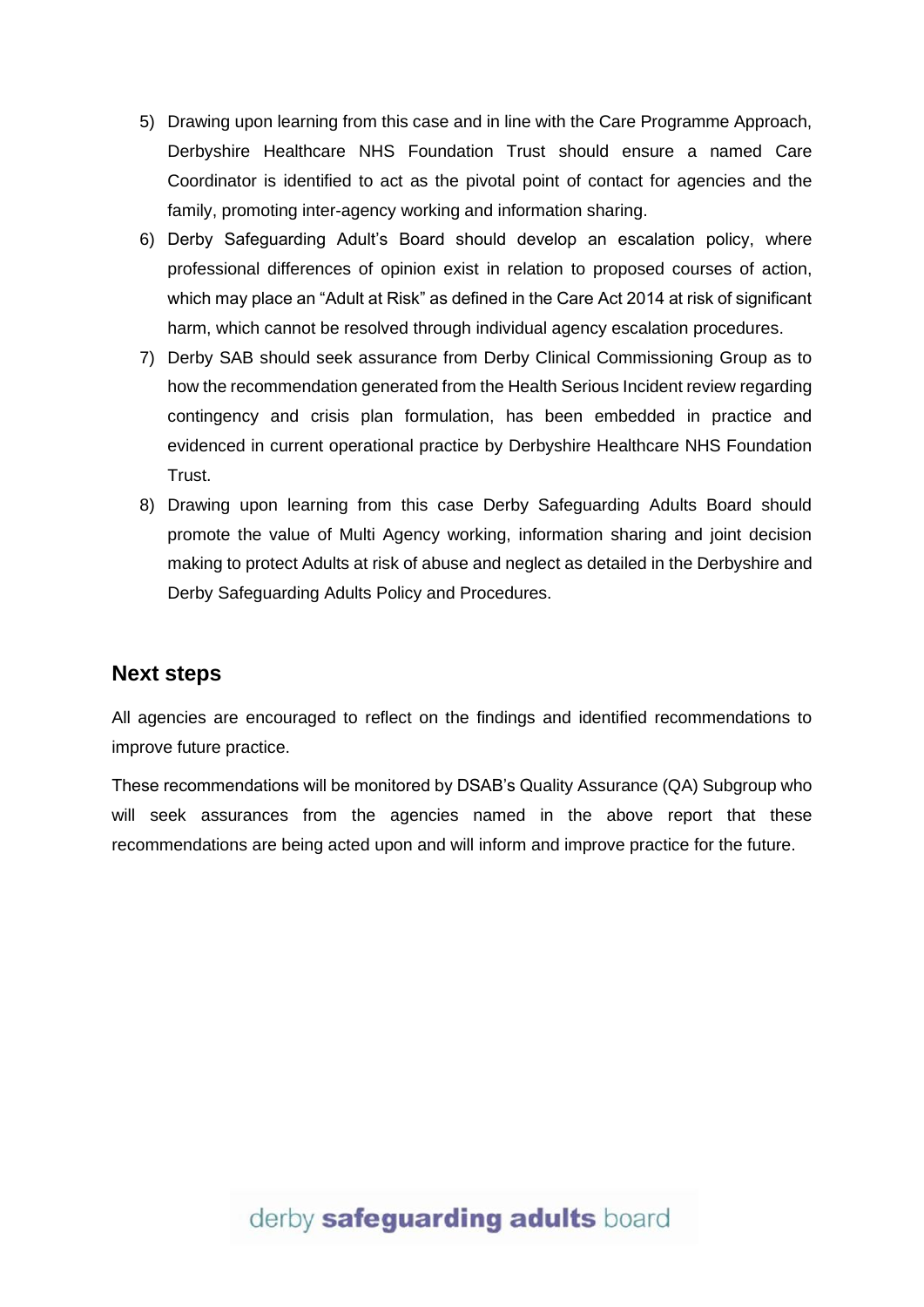5) Drawing upon learning from this case and in line with the Care Programme Approach, Derbyshire Healthcare NHS Foundation Trust should ensure a named Care Coordinator is identified to act as the pivotal point of contact for agencies and the family, promoting inter-agency working and information sharing.
6) Derby Safeguarding Adult's Board should develop an escalation policy, where professional differences of opinion exist in relation to proposed courses of action, which may place an "Adult at Risk" as defined in the Care Act 2014 at risk of significant harm, which cannot be resolved through individual agency escalation procedures.
7) Derby SAB should seek assurance from Derby Clinical Commissioning Group as to how the recommendation generated from the Health Serious Incident review regarding contingency and crisis plan formulation, has been embedded in practice and evidenced in current operational practice by Derbyshire Healthcare NHS Foundation Trust.
8) Drawing upon learning from this case Derby Safeguarding Adults Board should promote the value of Multi Agency working, information sharing and joint decision making to protect Adults at risk of abuse and neglect as detailed in the Derbyshire and Derby Safeguarding Adults Policy and Procedures.

## Next steps

All agencies are encouraged to reflect on the findings and identified recommendations to improve future practice.

These recommendations will be monitored by DSAB's Quality Assurance (QA) Subgroup who will seek assurances from the agencies named in the above report that these recommendations are being acted upon and will inform and improve practice for the future.